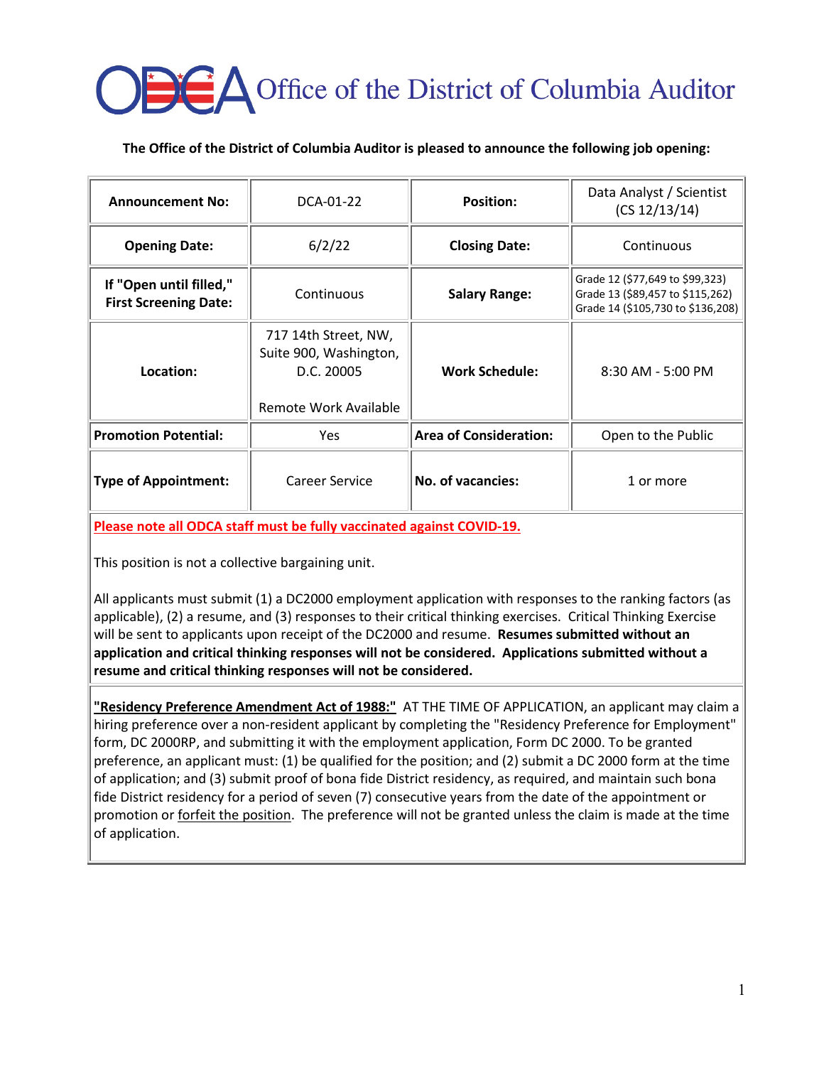# Office of the District of Columbia Auditor

**The Office of the District of Columbia Auditor is pleased to announce the following job opening:**

| | | | |
|---|---|---|---|
| **Announcement No:** | DCA-01-22 | **Position:** | Data Analyst / Scientist (CS 12/13/14) |
| **Opening Date:** | 6/2/22 | **Closing Date:** | Continuous |
| **If "Open until filled," First Screening Date:** | Continuous | **Salary Range:** | Grade 12 ($77,649 to $99,323)<br>Grade 13 ($89,457 to $115,262)<br>Grade 14 ($105,730 to $136,208) |
| **Location:** | 717 14th Street, NW, Suite 900, Washington, D.C. 20005<br><br>Remote Work Available | **Work Schedule:** | 8:30 AM - 5:00 PM |
| **Promotion Potential:** | Yes | **Area of Consideration:** | Open to the Public |
| **Type of Appointment:** | Career Service | **No. of vacancies:** | 1 or more |

**Please note all ODCA staff must be fully vaccinated against COVID-19.**

This position is not a collective bargaining unit.

All applicants must submit (1) a DC2000 employment application with responses to the ranking factors (as applicable), (2) a resume, and (3) responses to their critical thinking exercises. Critical Thinking Exercise will be sent to applicants upon receipt of the DC2000 and resume. **Resumes submitted without an application and critical thinking responses will not be considered. Applications submitted without a resume and critical thinking responses will not be considered.**

**"Residency Preference Amendment Act of 1988:"** AT THE TIME OF APPLICATION, an applicant may claim a hiring preference over a non-resident applicant by completing the "Residency Preference for Employment" form, DC 2000RP, and submitting it with the employment application, Form DC 2000. To be granted preference, an applicant must: (1) be qualified for the position; and (2) submit a DC 2000 form at the time of application; and (3) submit proof of bona fide District residency, as required, and maintain such bona fide District residency for a period of seven (7) consecutive years from the date of the appointment or promotion or forfeit the position. The preference will not be granted unless the claim is made at the time of application.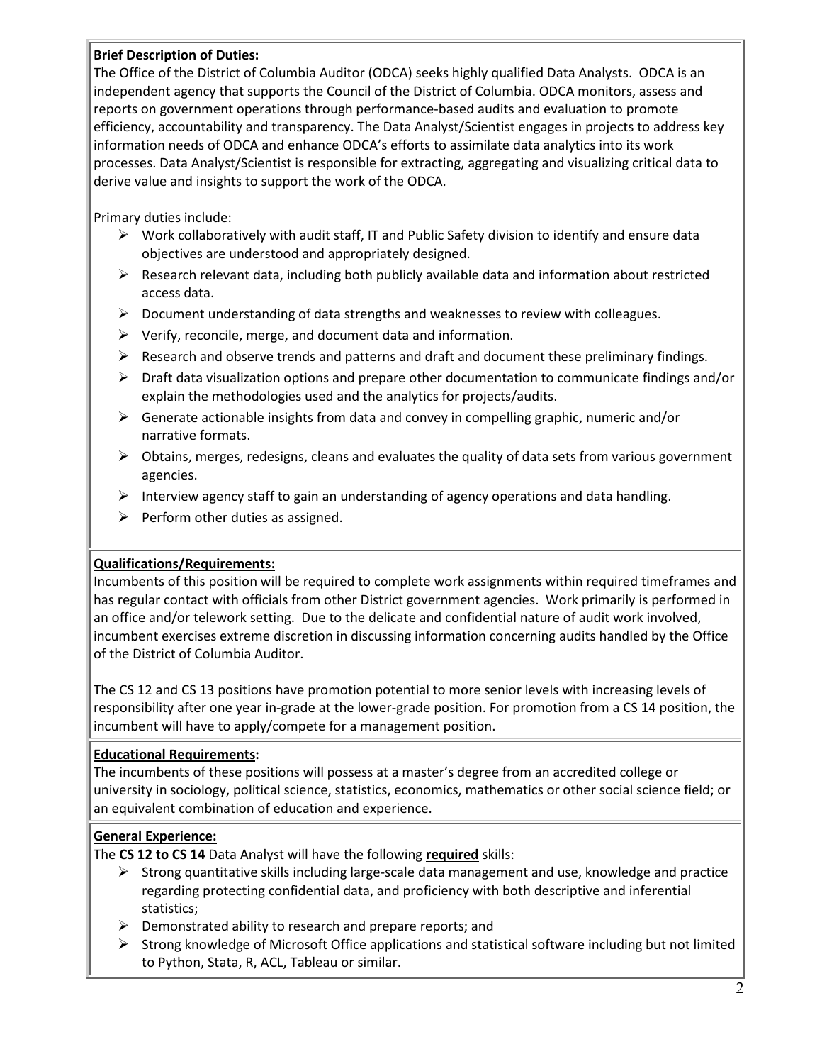**Brief Description of Duties:**

The Office of the District of Columbia Auditor (ODCA) seeks highly qualified Data Analysts. ODCA is an independent agency that supports the Council of the District of Columbia. ODCA monitors, assess and reports on government operations through performance-based audits and evaluation to promote efficiency, accountability and transparency. The Data Analyst/Scientist engages in projects to address key information needs of ODCA and enhance ODCA's efforts to assimilate data analytics into its work processes. Data Analyst/Scientist is responsible for extracting, aggregating and visualizing critical data to derive value and insights to support the work of the ODCA.

Primary duties include:

- Work collaboratively with audit staff, IT and Public Safety division to identify and ensure data objectives are understood and appropriately designed.
- Research relevant data, including both publicly available data and information about restricted access data.
- Document understanding of data strengths and weaknesses to review with colleagues.
- Verify, reconcile, merge, and document data and information.
- Research and observe trends and patterns and draft and document these preliminary findings.
- Draft data visualization options and prepare other documentation to communicate findings and/or explain the methodologies used and the analytics for projects/audits.
- Generate actionable insights from data and convey in compelling graphic, numeric and/or narrative formats.
- Obtains, merges, redesigns, cleans and evaluates the quality of data sets from various government agencies.
- Interview agency staff to gain an understanding of agency operations and data handling.
- Perform other duties as assigned.

**Qualifications/Requirements:**

Incumbents of this position will be required to complete work assignments within required timeframes and has regular contact with officials from other District government agencies. Work primarily is performed in an office and/or telework setting. Due to the delicate and confidential nature of audit work involved, incumbent exercises extreme discretion in discussing information concerning audits handled by the Office of the District of Columbia Auditor.

The CS 12 and CS 13 positions have promotion potential to more senior levels with increasing levels of responsibility after one year in-grade at the lower-grade position. For promotion from a CS 14 position, the incumbent will have to apply/compete for a management position.

**Educational Requirements:**

The incumbents of these positions will possess at a master's degree from an accredited college or university in sociology, political science, statistics, economics, mathematics or other social science field; or an equivalent combination of education and experience.

**General Experience:**

The **CS 12 to CS 14** Data Analyst will have the following **required** skills:

- Strong quantitative skills including large-scale data management and use, knowledge and practice regarding protecting confidential data, and proficiency with both descriptive and inferential statistics;
- Demonstrated ability to research and prepare reports; and
- Strong knowledge of Microsoft Office applications and statistical software including but not limited to Python, Stata, R, ACL, Tableau or similar.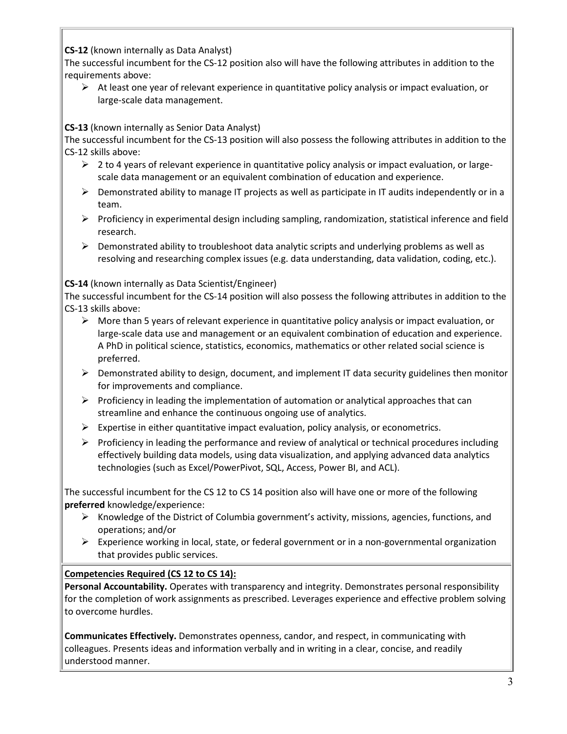**CS-12** (known internally as Data Analyst)
The successful incumbent for the CS-12 position also will have the following attributes in addition to the requirements above:

- At least one year of relevant experience in quantitative policy analysis or impact evaluation, or large-scale data management.

**CS-13** (known internally as Senior Data Analyst)
The successful incumbent for the CS-13 position will also possess the following attributes in addition to the CS-12 skills above:

- 2 to 4 years of relevant experience in quantitative policy analysis or impact evaluation, or large-scale data management or an equivalent combination of education and experience.
- Demonstrated ability to manage IT projects as well as participate in IT audits independently or in a team.
- Proficiency in experimental design including sampling, randomization, statistical inference and field research.
- Demonstrated ability to troubleshoot data analytic scripts and underlying problems as well as resolving and researching complex issues (e.g. data understanding, data validation, coding, etc.).

**CS-14** (known internally as Data Scientist/Engineer)
The successful incumbent for the CS-14 position will also possess the following attributes in addition to the CS-13 skills above:

- More than 5 years of relevant experience in quantitative policy analysis or impact evaluation, or large-scale data use and management or an equivalent combination of education and experience. A PhD in political science, statistics, economics, mathematics or other related social science is preferred.
- Demonstrated ability to design, document, and implement IT data security guidelines then monitor for improvements and compliance.
- Proficiency in leading the implementation of automation or analytical approaches that can streamline and enhance the continuous ongoing use of analytics.
- Expertise in either quantitative impact evaluation, policy analysis, or econometrics.
- Proficiency in leading the performance and review of analytical or technical procedures including effectively building data models, using data visualization, and applying advanced data analytics technologies (such as Excel/PowerPivot, SQL, Access, Power BI, and ACL).

The successful incumbent for the CS 12 to CS 14 position also will have one or more of the following **preferred** knowledge/experience:

- Knowledge of the District of Columbia government's activity, missions, agencies, functions, and operations; and/or
- Experience working in local, state, or federal government or in a non-governmental organization that provides public services.

**Competencies Required (CS 12 to CS 14):**

**Personal Accountability.** Operates with transparency and integrity. Demonstrates personal responsibility for the completion of work assignments as prescribed. Leverages experience and effective problem solving to overcome hurdles.

**Communicates Effectively.** Demonstrates openness, candor, and respect, in communicating with colleagues. Presents ideas and information verbally and in writing in a clear, concise, and readily understood manner.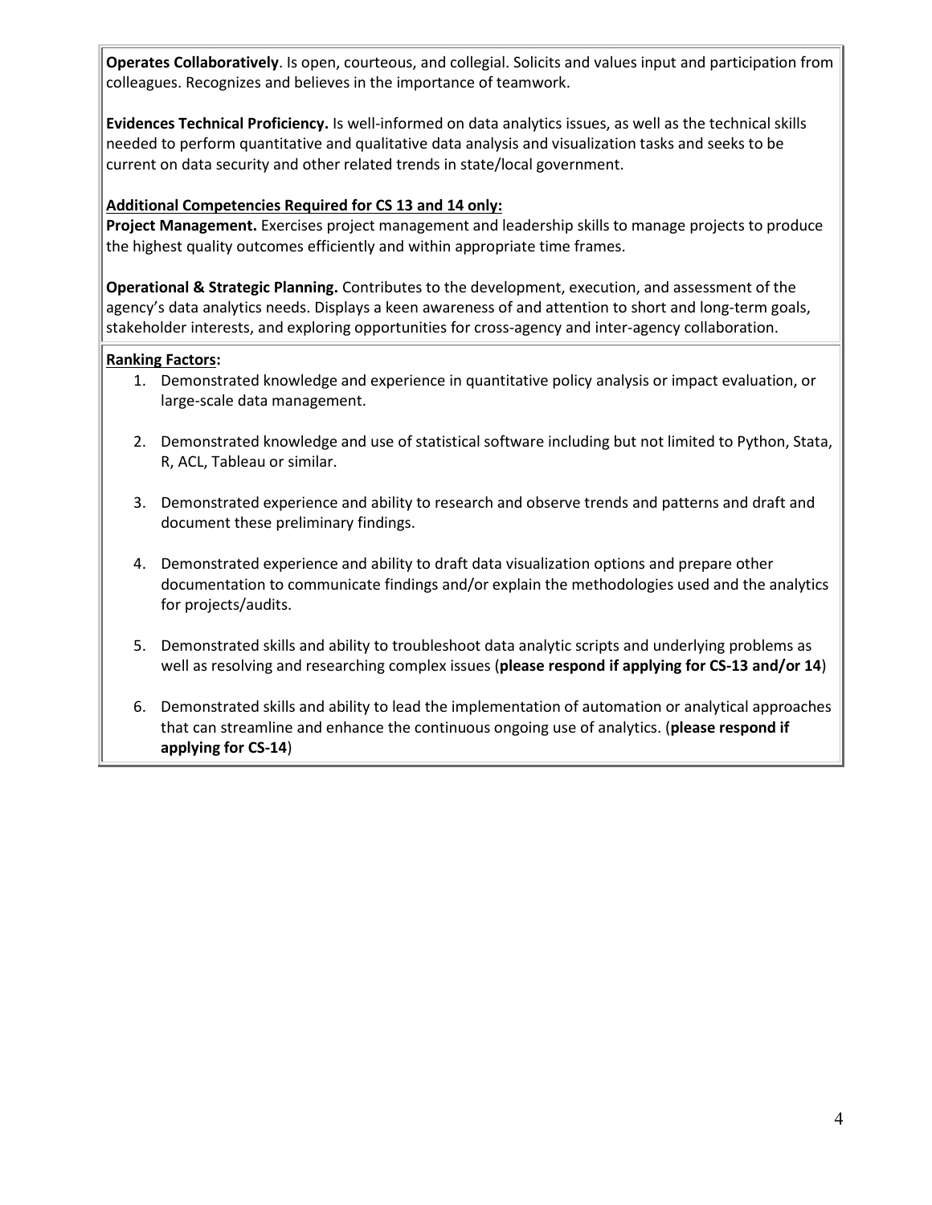**Operates Collaboratively**. Is open, courteous, and collegial. Solicits and values input and participation from colleagues. Recognizes and believes in the importance of teamwork.

**Evidences Technical Proficiency.** Is well-informed on data analytics issues, as well as the technical skills needed to perform quantitative and qualitative data analysis and visualization tasks and seeks to be current on data security and other related trends in state/local government.

**Additional Competencies Required for CS 13 and 14 only:**

**Project Management.** Exercises project management and leadership skills to manage projects to produce the highest quality outcomes efficiently and within appropriate time frames.

**Operational & Strategic Planning.** Contributes to the development, execution, and assessment of the agency's data analytics needs. Displays a keen awareness of and attention to short and long-term goals, stakeholder interests, and exploring opportunities for cross-agency and inter-agency collaboration.

**Ranking Factors:**

1. Demonstrated knowledge and experience in quantitative policy analysis or impact evaluation, or large-scale data management.

2. Demonstrated knowledge and use of statistical software including but not limited to Python, Stata, R, ACL, Tableau or similar.

3. Demonstrated experience and ability to research and observe trends and patterns and draft and document these preliminary findings.

4. Demonstrated experience and ability to draft data visualization options and prepare other documentation to communicate findings and/or explain the methodologies used and the analytics for projects/audits.

5. Demonstrated skills and ability to troubleshoot data analytic scripts and underlying problems as well as resolving and researching complex issues (**please respond if applying for CS-13 and/or 14**)

6. Demonstrated skills and ability to lead the implementation of automation or analytical approaches that can streamline and enhance the continuous ongoing use of analytics. (**please respond if applying for CS-14**)